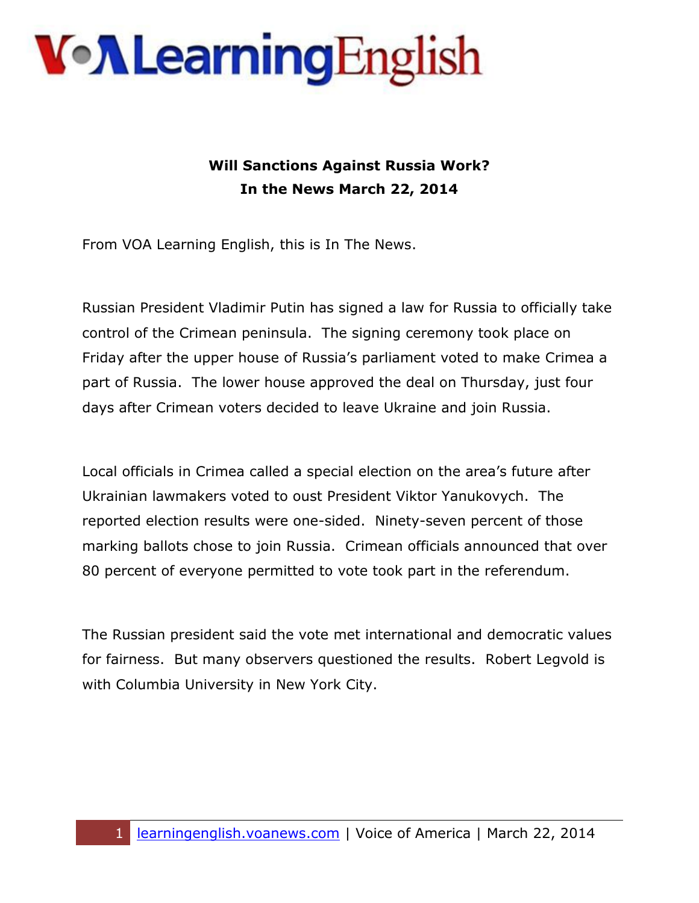# VOA Learning English

**Will Sanctions Against Russia Work?**
**In the News March 22, 2014**

From VOA Learning English, this is In The News.

Russian President Vladimir Putin has signed a law for Russia to officially take control of the Crimean peninsula. The signing ceremony took place on Friday after the upper house of Russia's parliament voted to make Crimea a part of Russia. The lower house approved the deal on Thursday, just four days after Crimean voters decided to leave Ukraine and join Russia.

Local officials in Crimea called a special election on the area's future after Ukrainian lawmakers voted to oust President Viktor Yanukovych. The reported election results were one-sided. Ninety-seven percent of those marking ballots chose to join Russia. Crimean officials announced that over 80 percent of everyone permitted to vote took part in the referendum.

The Russian president said the vote met international and democratic values for fairness. But many observers questioned the results. Robert Legvold is with Columbia University in New York City.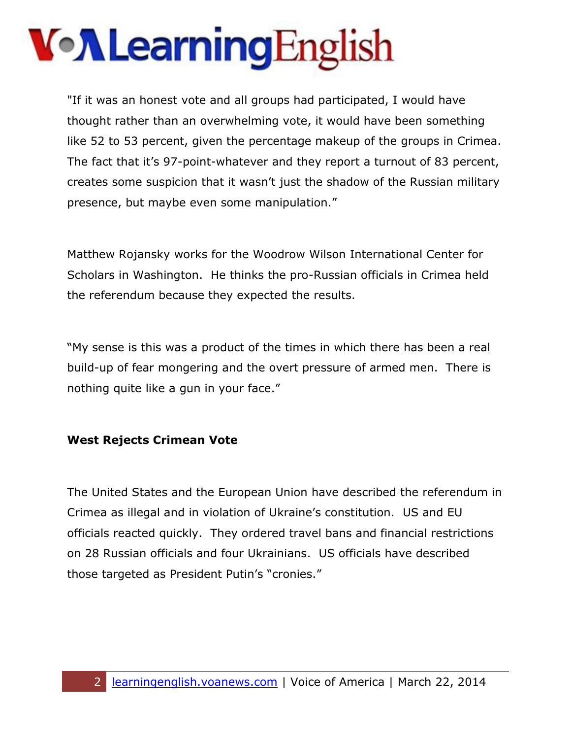"If it was an honest vote and all groups had participated, I would have thought rather than an overwhelming vote, it would have been something like 52 to 53 percent, given the percentage makeup of the groups in Crimea. The fact that it's 97-point-whatever and they report a turnout of 83 percent, creates some suspicion that it wasn't just the shadow of the Russian military presence, but maybe even some manipulation."

Matthew Rojansky works for the Woodrow Wilson International Center for Scholars in Washington. He thinks the pro-Russian officials in Crimea held the referendum because they expected the results.

"My sense is this was a product of the times in which there has been a real build-up of fear mongering and the overt pressure of armed men. There is nothing quite like a gun in your face."

**West Rejects Crimean Vote**

The United States and the European Union have described the referendum in Crimea as illegal and in violation of Ukraine's constitution. US and EU officials reacted quickly. They ordered travel bans and financial restrictions on 28 Russian officials and four Ukrainians. US officials have described those targeted as President Putin's "cronies."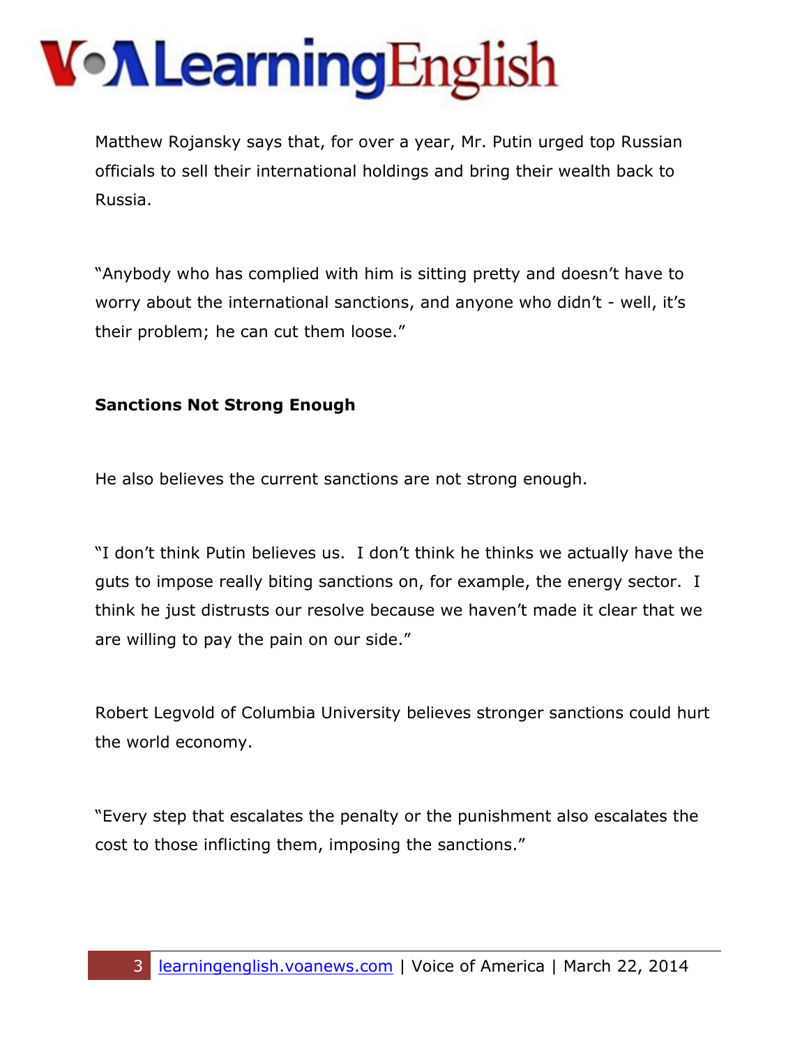Matthew Rojansky says that, for over a year, Mr. Putin urged top Russian officials to sell their international holdings and bring their wealth back to Russia.

"Anybody who has complied with him is sitting pretty and doesn't have to worry about the international sanctions, and anyone who didn't - well, it's their problem; he can cut them loose."

**Sanctions Not Strong Enough**

He also believes the current sanctions are not strong enough.

"I don't think Putin believes us. I don't think he thinks we actually have the guts to impose really biting sanctions on, for example, the energy sector. I think he just distrusts our resolve because we haven't made it clear that we are willing to pay the pain on our side."

Robert Legvold of Columbia University believes stronger sanctions could hurt the world economy.

"Every step that escalates the penalty or the punishment also escalates the cost to those inflicting them, imposing the sanctions."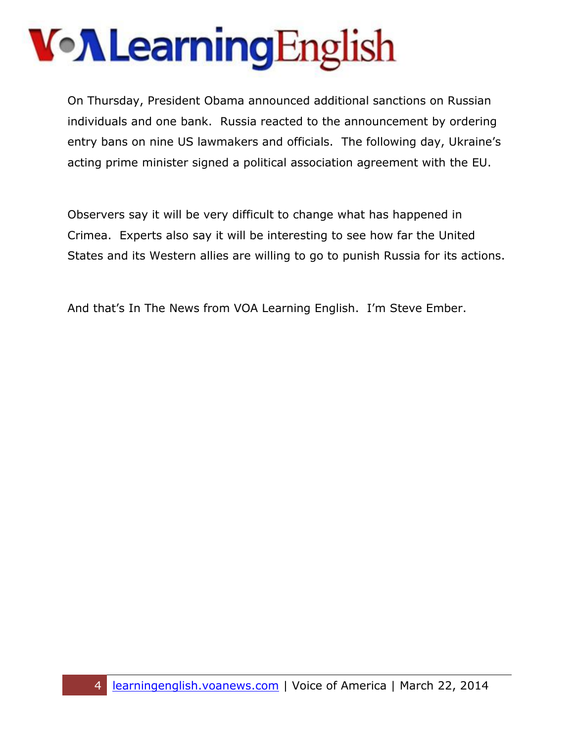On Thursday, President Obama announced additional sanctions on Russian individuals and one bank. Russia reacted to the announcement by ordering entry bans on nine US lawmakers and officials. The following day, Ukraine's acting prime minister signed a political association agreement with the EU.

Observers say it will be very difficult to change what has happened in Crimea. Experts also say it will be interesting to see how far the United States and its Western allies are willing to go to punish Russia for its actions.

And that's In The News from VOA Learning English. I'm Steve Ember.